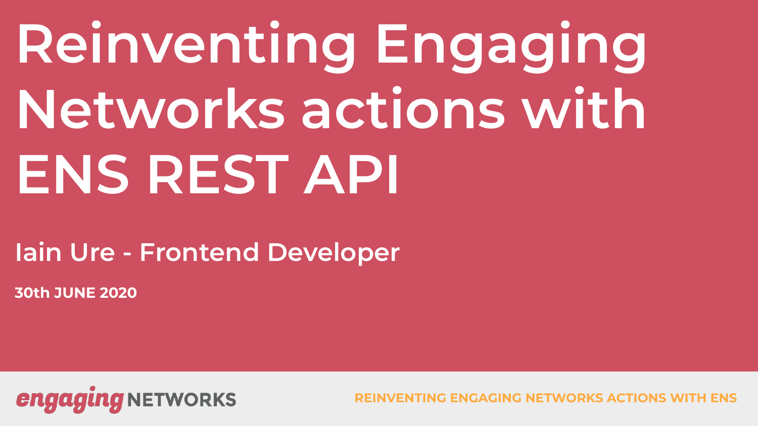# Reinventing Engaging Networks actions with ENS REST API

**Iain Ure - Frontend Developer**

**30th JUNE 2020**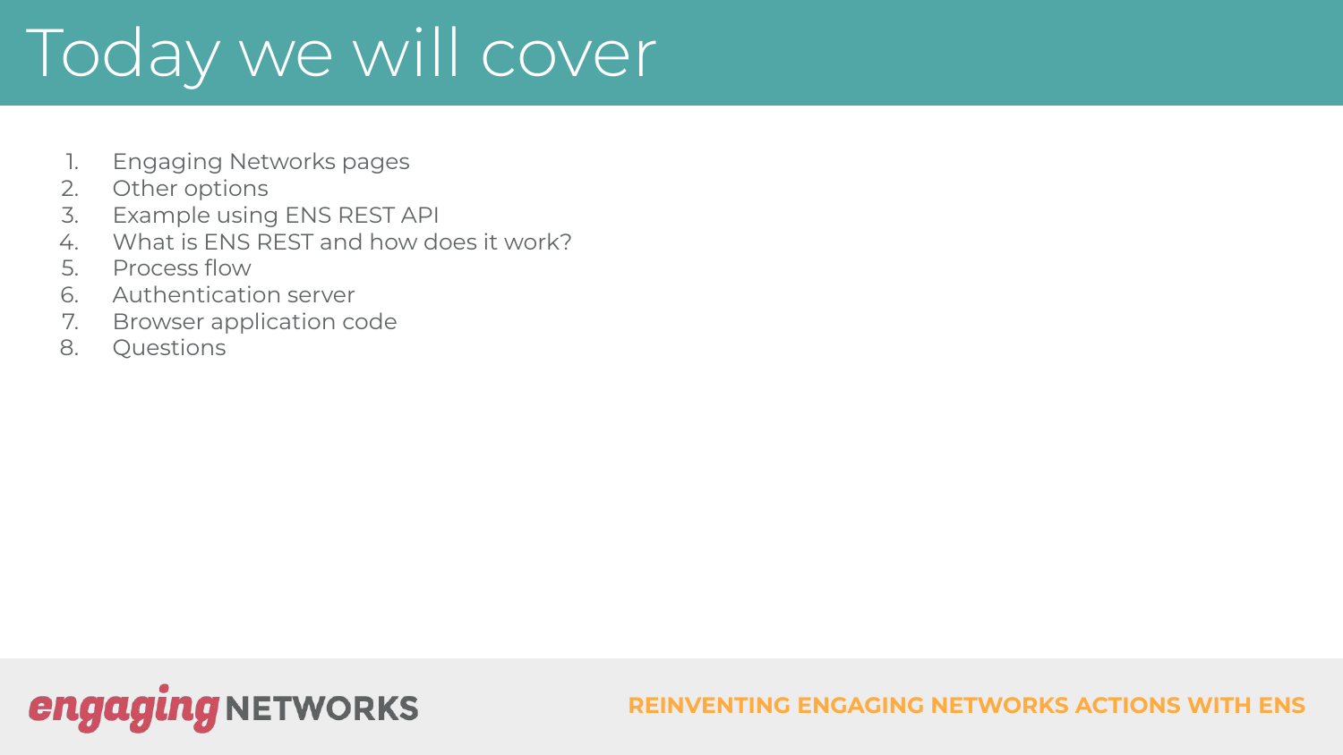# Today we will cover

1. Engaging Networks pages
2. Other options
3. Example using ENS REST API
4. What is ENS REST and how does it work?
5. Process flow
6. Authentication server
7. Browser application code
8. Questions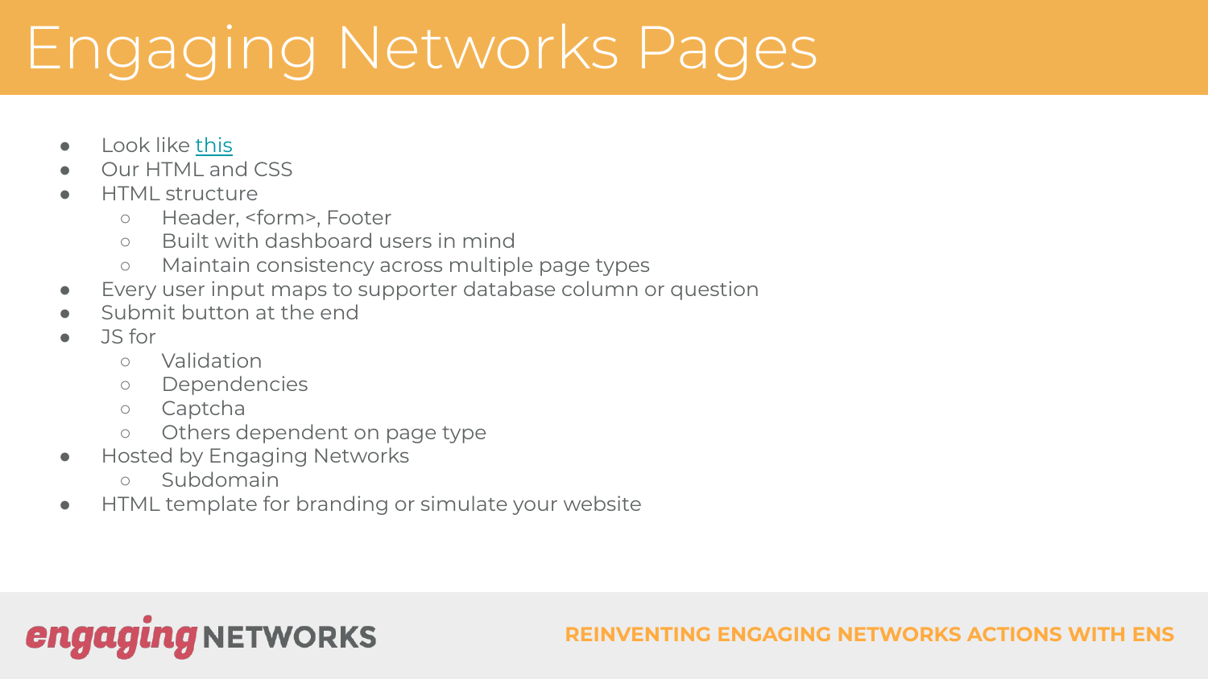# Engaging Networks Pages

- Look like this
- Our HTML and CSS
- HTML structure
  - Header, <form>, Footer
  - Built with dashboard users in mind
  - Maintain consistency across multiple page types
- Every user input maps to supporter database column or question
- Submit button at the end
- JS for
  - Validation
  - Dependencies
  - Captcha
  - Others dependent on page type
- Hosted by Engaging Networks
  - Subdomain
- HTML template for branding or simulate your website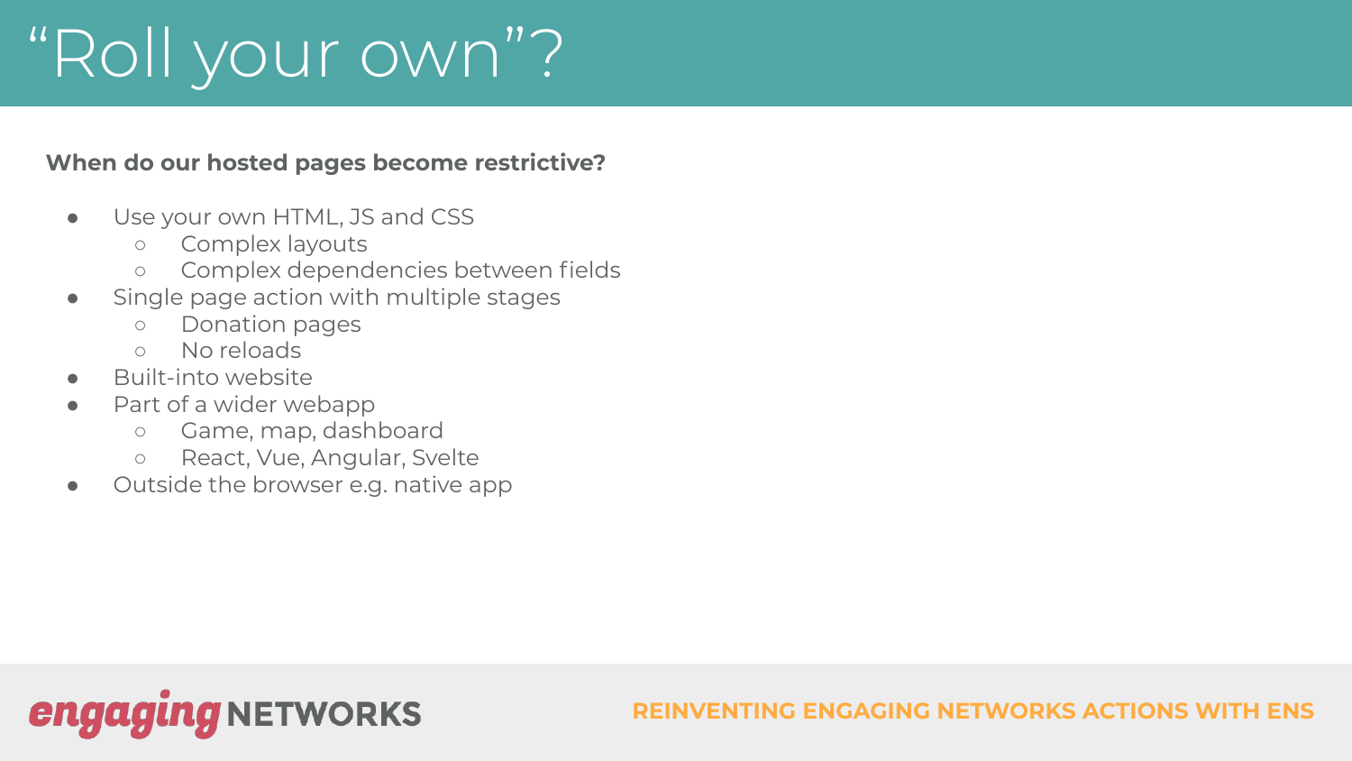# “Roll your own”?

**When do our hosted pages become restrictive?**

- Use your own HTML, JS and CSS
  - Complex layouts
  - Complex dependencies between fields
- Single page action with multiple stages
  - Donation pages
  - No reloads
- Built-into website
- Part of a wider webapp
  - Game, map, dashboard
  - React, Vue, Angular, Svelte
- Outside the browser e.g. native app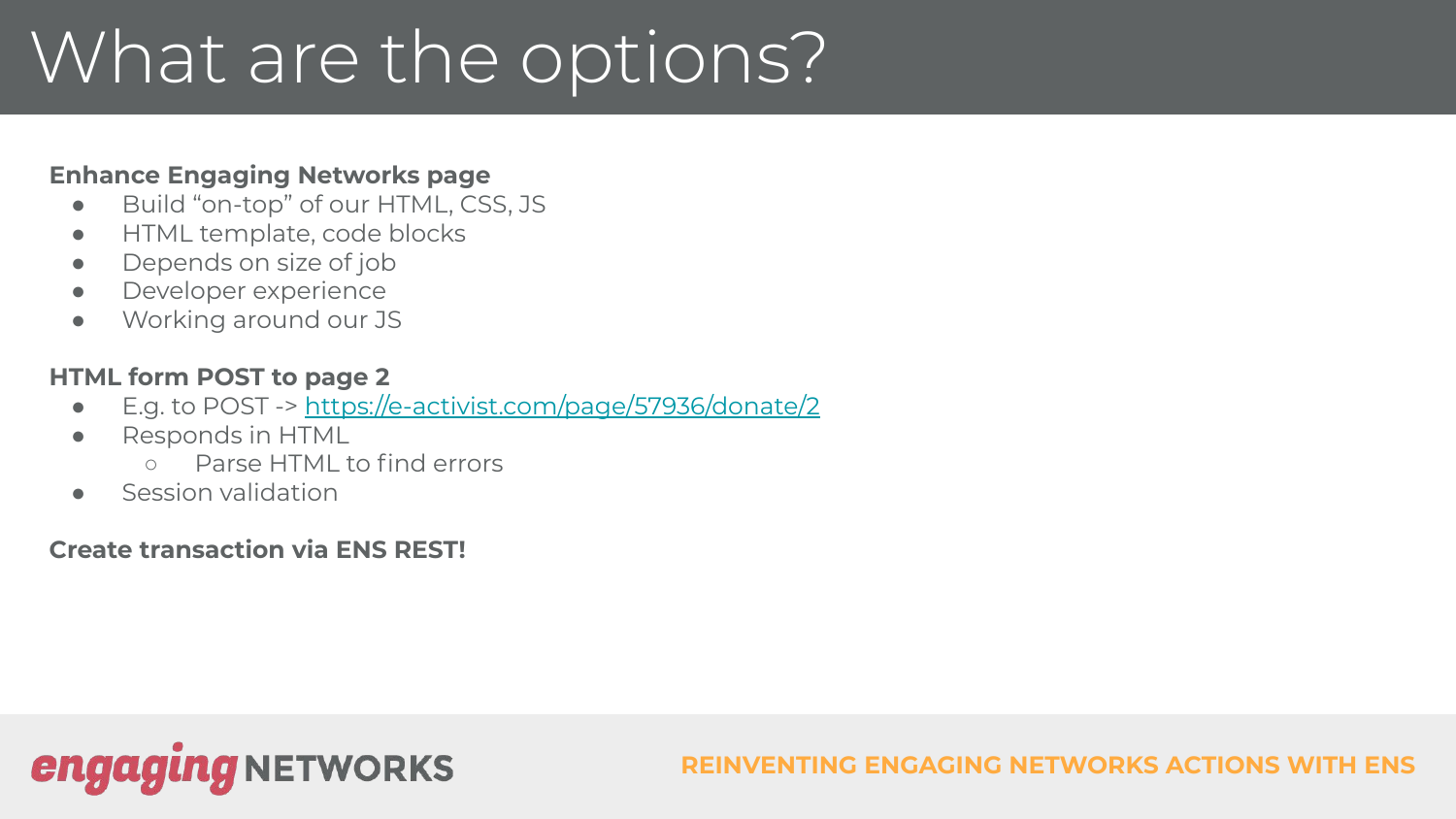# What are the options?

**Enhance Engaging Networks page**

- Build "on-top" of our HTML, CSS, JS
- HTML template, code blocks
- Depends on size of job
- Developer experience
- Working around our JS

**HTML form POST to page 2**

- E.g. to POST -> [https://e-activist.com/page/57936/donate/2](https://e-activist.com/page/57936/donate/2)
- Responds in HTML
  - Parse HTML to find errors
- Session validation

**Create transaction via ENS REST!**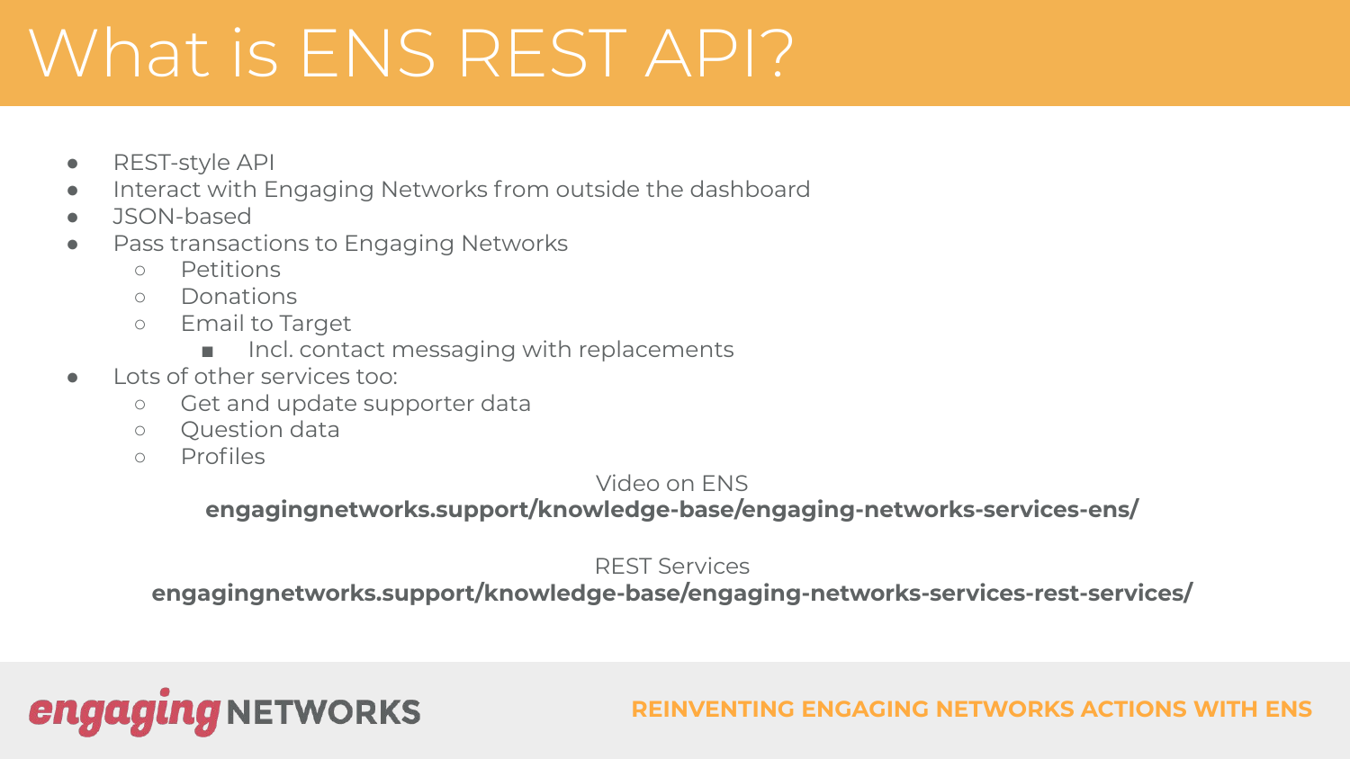# What is ENS REST API?

- REST-style API
- Interact with Engaging Networks from outside the dashboard
- JSON-based
- Pass transactions to Engaging Networks
  - Petitions
  - Donations
  - Email to Target
    - Incl. contact messaging with replacements
- Lots of other services too:
  - Get and update supporter data
  - Question data
  - Profiles

Video on ENS
**engagingnetworks.support/knowledge-base/engaging-networks-services-ens/**

REST Services
**engagingnetworks.support/knowledge-base/engaging-networks-services-rest-services/**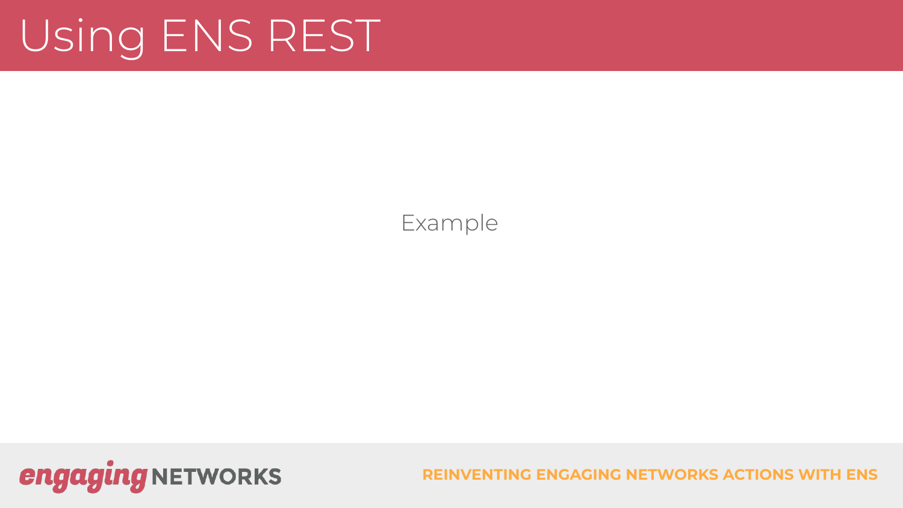# Using ENS REST

Example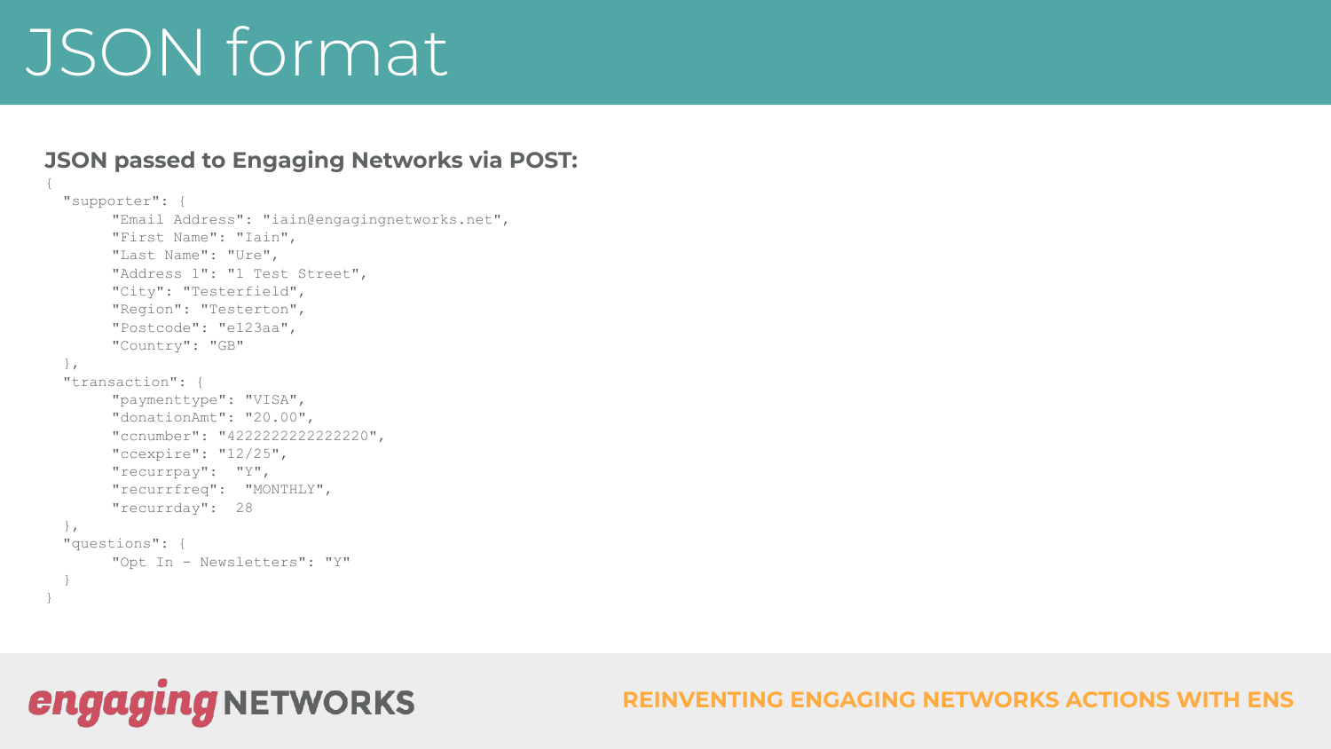# JSON format

**JSON passed to Engaging Networks via POST:**

```
{
  "supporter": {
       "Email Address": "iain@engagingnetworks.net",
       "First Name": "Iain",
       "Last Name": "Ure",
       "Address 1": "1 Test Street",
       "City": "Testerfield",
       "Region": "Testerton",
       "Postcode": "e123aa",
       "Country": "GB"
  },
  "transaction": {
       "paymenttype": "VISA",
       "donationAmt": "20.00",
       "ccnumber": "4222222222222220",
       "ccexpire": "12/25",
       "recurrpay":  "Y",
       "recurrfreq":  "MONTHLY",
       "recurrday":  28
  },
  "questions": {
       "Opt In - Newsletters": "Y"
  }
}
```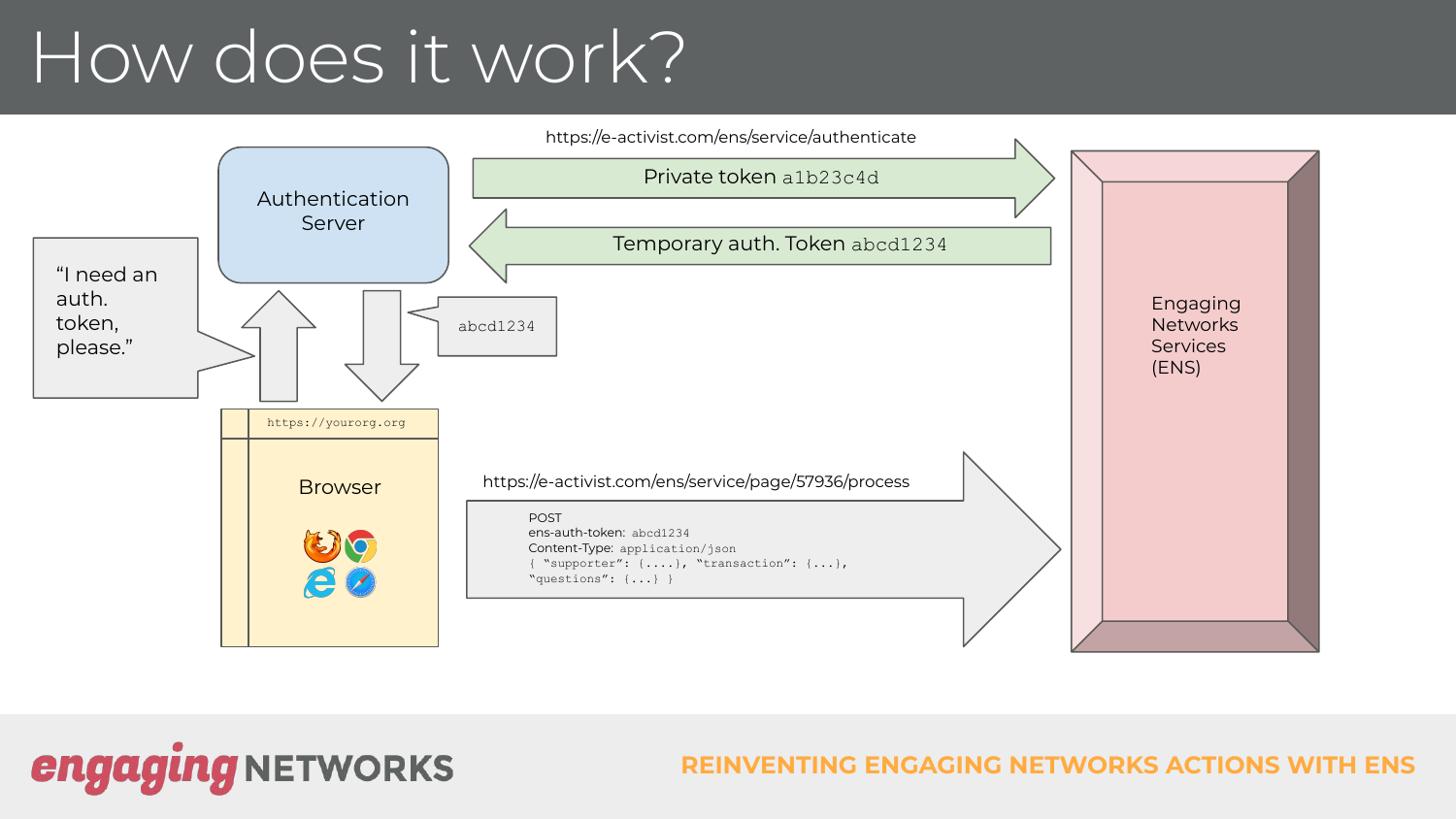# How does it work?

https://e-activist.com/ens/service/authenticate

Private token `a1b23c4d`

Temporary auth. Token `abcd1234`

Authentication Server

"I need an auth. token, please."

`abcd1234`

`https://yourorg.org`

Browser

https://e-activist.com/ens/service/page/57936/process

```
POST
ens-auth-token: abcd1234
Content-Type: application/json
{ "supporter": {....}, "transaction": {...},
"questions": {...} }
```

Engaging Networks Services (ENS)

REINVENTING ENGAGING NETWORKS ACTIONS WITH ENS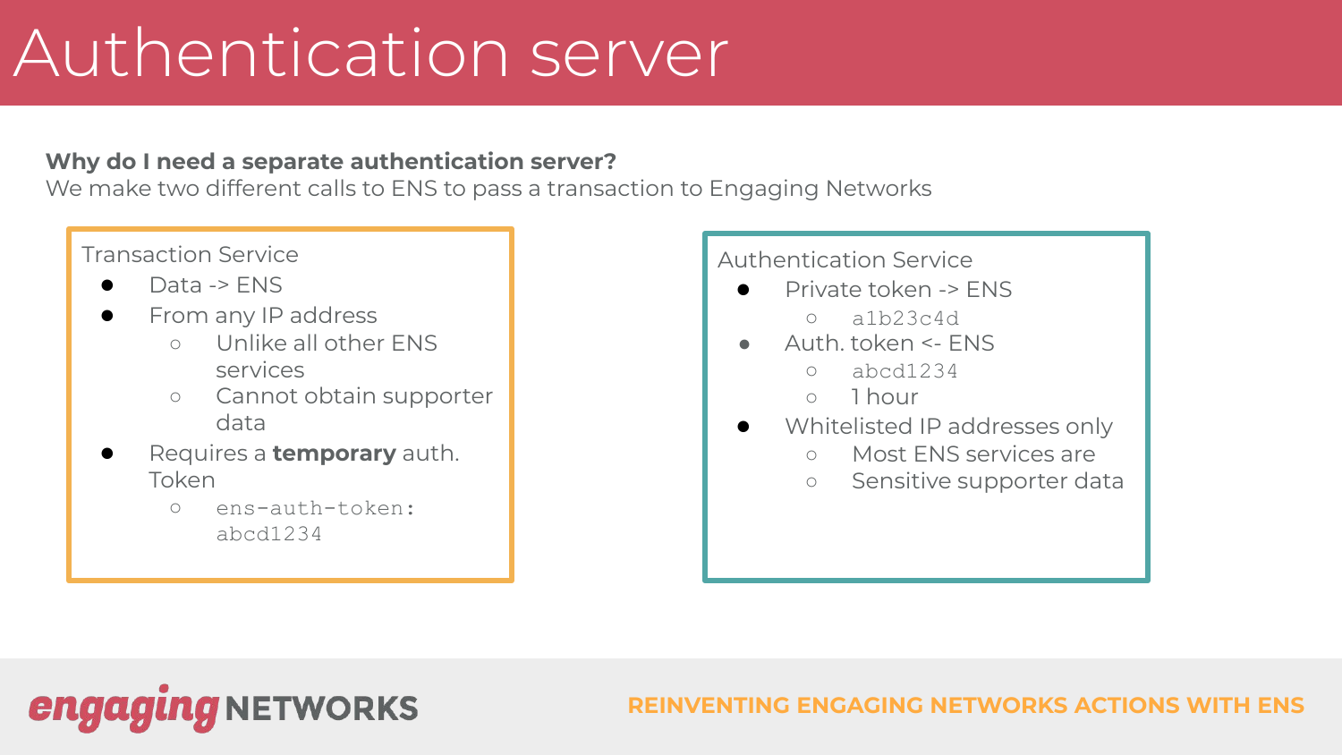# Authentication server

**Why do I need a separate authentication server?**
We make two different calls to ENS to pass a transaction to Engaging Networks

Transaction Service

- Data -> ENS
- From any IP address
  - Unlike all other ENS services
  - Cannot obtain supporter data
- Requires a **temporary** auth. Token
  - `ens-auth-token: abcd1234`

Authentication Service

- Private token -> ENS
  - `a1b23c4d`
- Auth. token <- ENS
  - `abcd1234`
  - 1 hour
- Whitelisted IP addresses only
  - Most ENS services are
  - Sensitive supporter data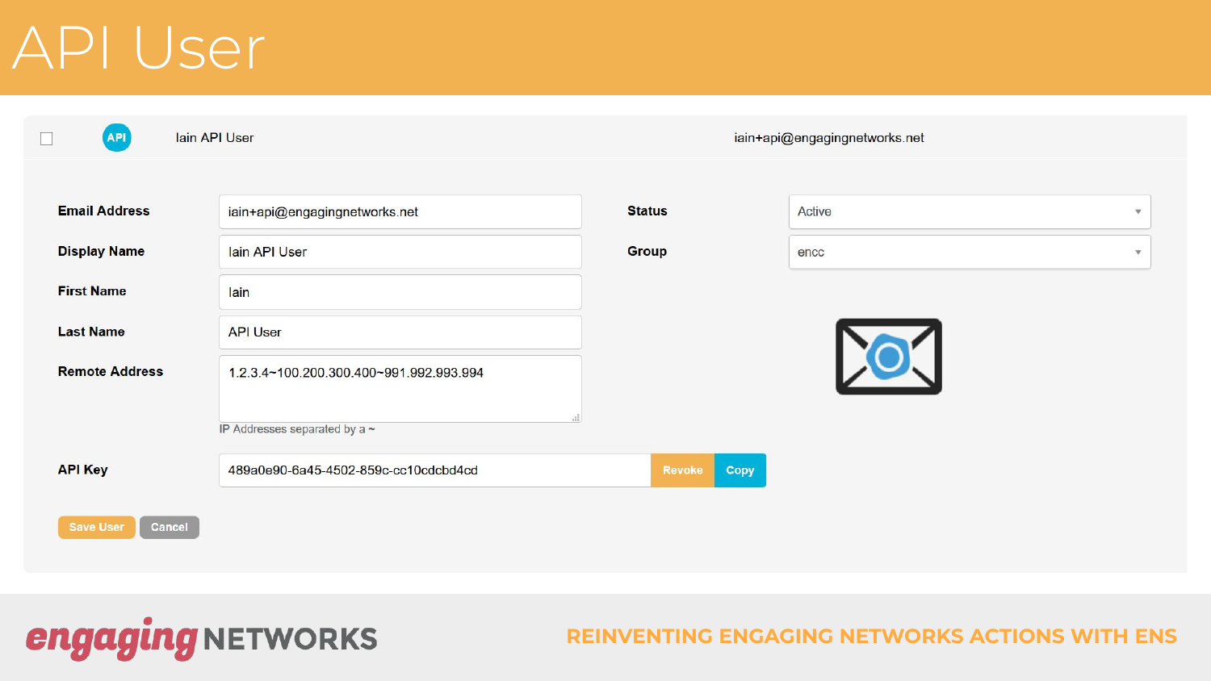# API User

Iain API User    iain+api@engagingnetworks.net

| | | | |
|---|---|---|---|
| **Email Address** | iain+api@engagingnetworks.net | **Status** | Active |
| **Display Name** | Iain API User | **Group** | encc |
| **First Name** | Iain | | |
| **Last Name** | API User | | |
| **Remote Address** | 1.2.3.4~100.200.300.400~991.992.993.994 | | |
| | IP Addresses separated by a ~ | | |
| **API Key** | 489a0e90-6a45-4502-859c-cc10cdcbd4cd | | |

Revoke | Copy

Save User | Cancel

REINVENTING ENGAGING NETWORKS ACTIONS WITH ENS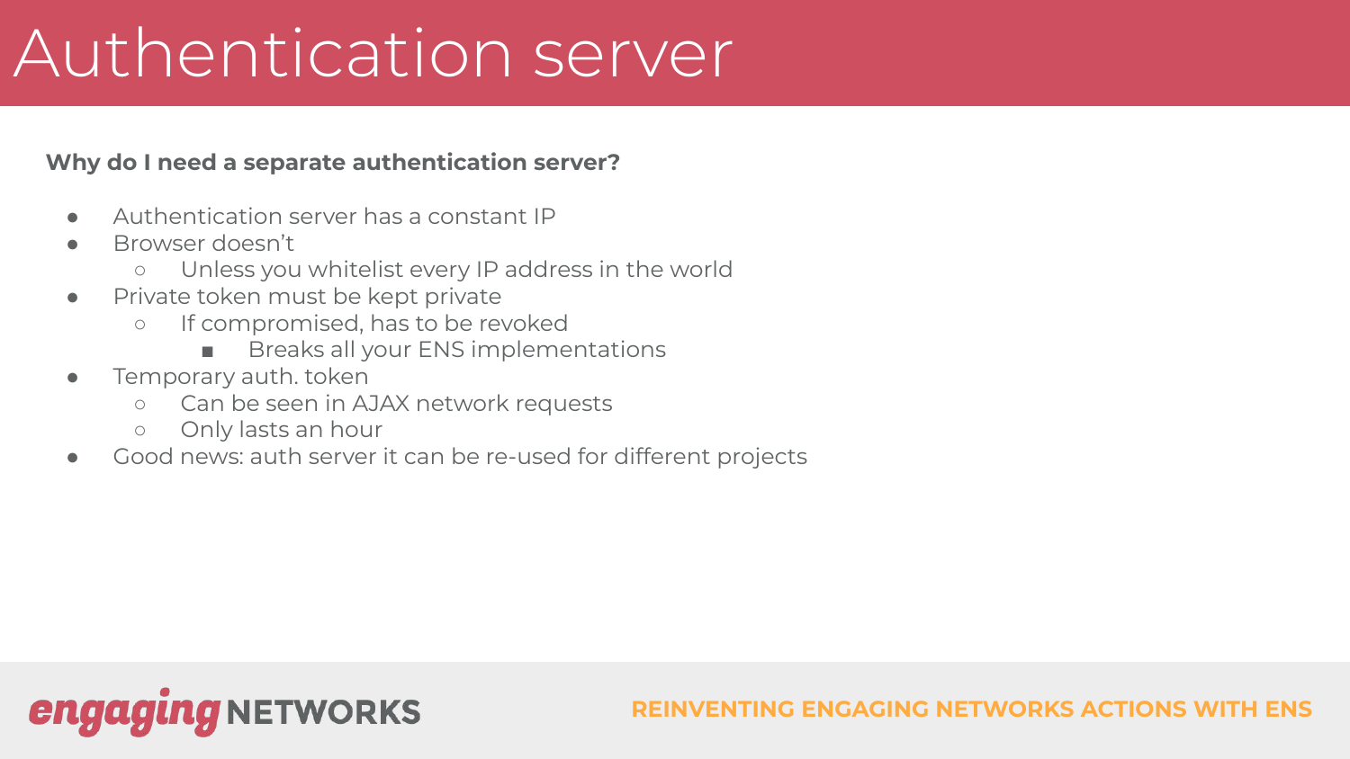# Authentication server

**Why do I need a separate authentication server?**

- Authentication server has a constant IP
- Browser doesn't
  - Unless you whitelist every IP address in the world
- Private token must be kept private
  - If compromised, has to be revoked
    - Breaks all your ENS implementations
- Temporary auth. token
  - Can be seen in AJAX network requests
  - Only lasts an hour
- Good news: auth server it can be re-used for different projects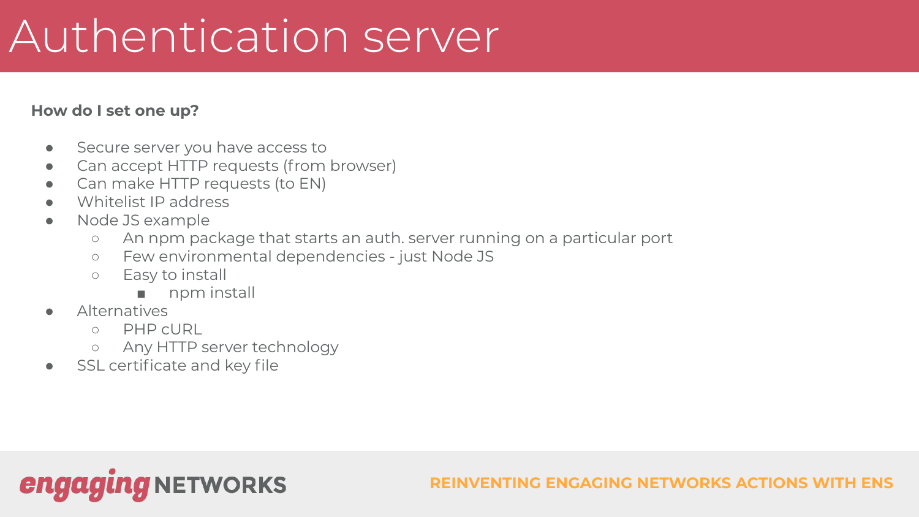# Authentication server

**How do I set one up?**

- Secure server you have access to
- Can accept HTTP requests (from browser)
- Can make HTTP requests (to EN)
- Whitelist IP address
- Node JS example
  - An npm package that starts an auth. server running on a particular port
  - Few environmental dependencies - just Node JS
  - Easy to install
    - npm install
- Alternatives
  - PHP cURL
  - Any HTTP server technology
- SSL certificate and key file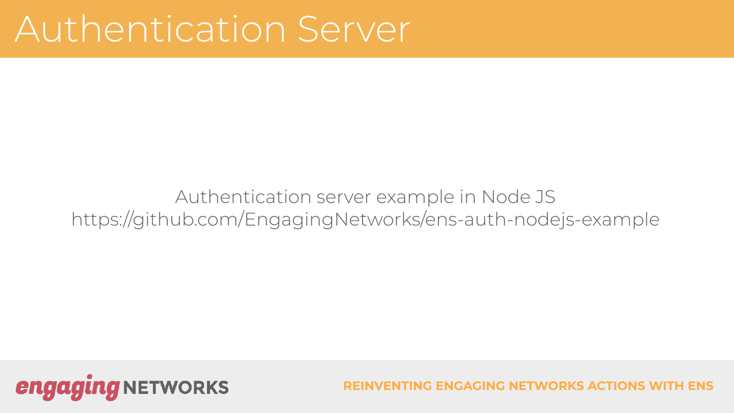# Authentication Server

Authentication server example in Node JS
https://github.com/EngagingNetworks/ens-auth-nodejs-example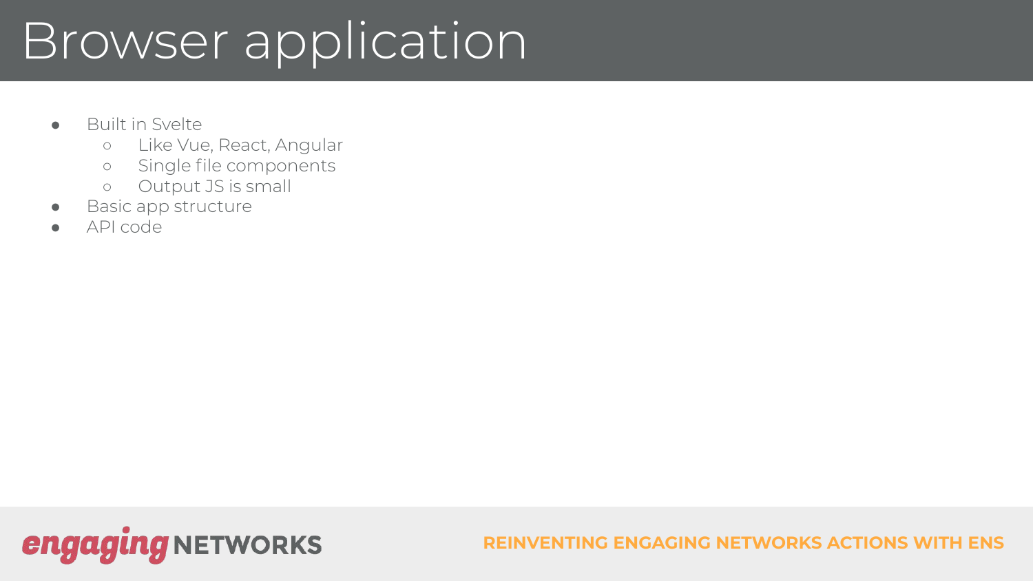# Browser application

- Built in Svelte
    - Like Vue, React, Angular
    - Single file components
    - Output JS is small
- Basic app structure
- API code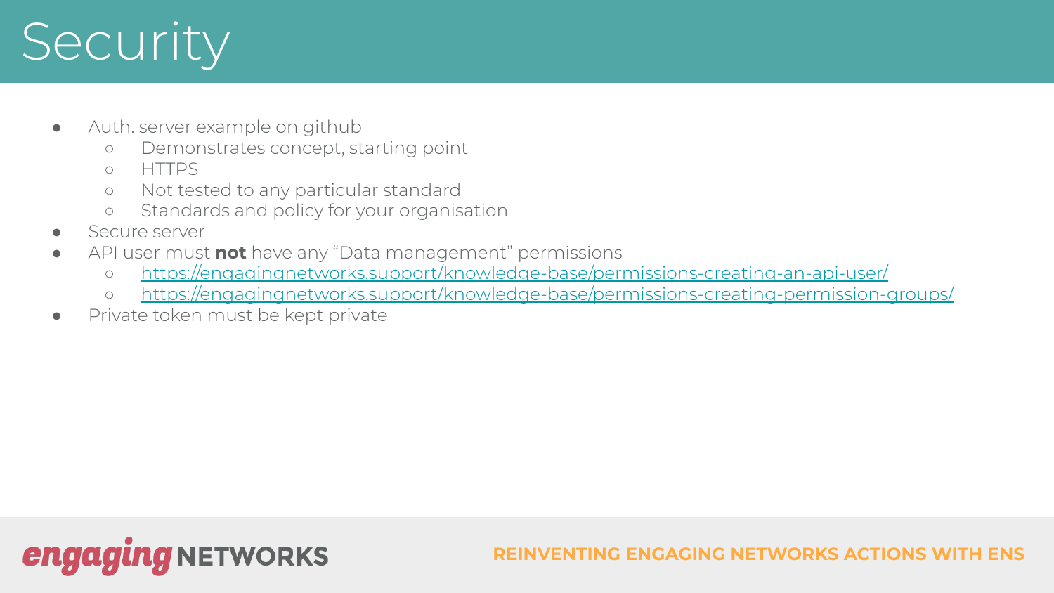# Security

- Auth. server example on github
  - Demonstrates concept, starting point
  - HTTPS
  - Not tested to any particular standard
  - Standards and policy for your organisation
- Secure server
- API user must **not** have any "Data management" permissions
  - https://engagingnetworks.support/knowledge-base/permissions-creating-an-api-user/
  - https://engagingnetworks.support/knowledge-base/permissions-creating-permission-groups/
- Private token must be kept private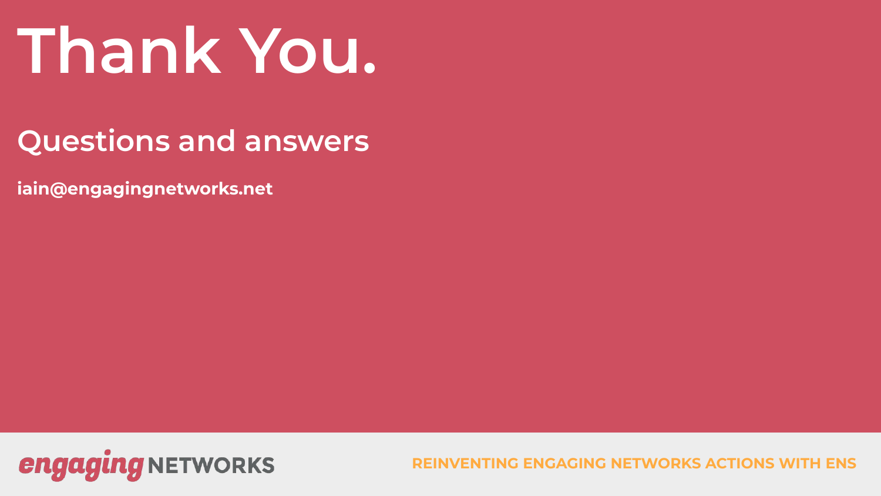# Thank You.

## Questions and answers

**iain@engagingnetworks.net**